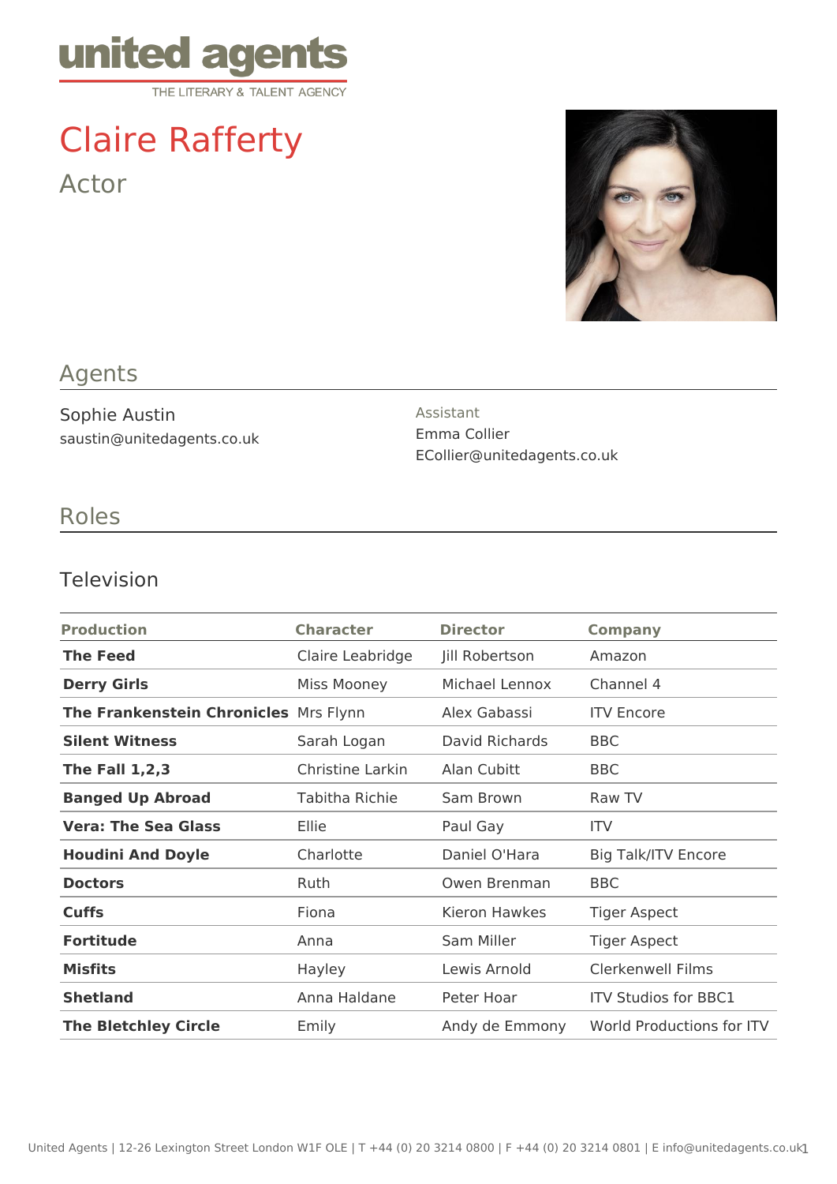united agents

THE LITERARY & TALENT AGENCY

# Claire Rafferty

Actor

## Agents

Sophie Austin
saustin@unitedagents.co.uk

Assistant
Emma Collier
ECollier@unitedagents.co.uk

## Roles

### Television

| Production | Character | Director | Company |
|---|---|---|---|
| **The Feed** | Claire Leabridge | Jill Robertson | Amazon |
| **Derry Girls** | Miss Mooney | Michael Lennox | Channel 4 |
| **The Frankenstein Chronicles** | Mrs Flynn | Alex Gabassi | ITV Encore |
| **Silent Witness** | Sarah Logan | David Richards | BBC |
| **The Fall 1,2,3** | Christine Larkin | Alan Cubitt | BBC |
| **Banged Up Abroad** | Tabitha Richie | Sam Brown | Raw TV |
| **Vera: The Sea Glass** | Ellie | Paul Gay | ITV |
| **Houdini And Doyle** | Charlotte | Daniel O'Hara | Big Talk/ITV Encore |
| **Doctors** | Ruth | Owen Brenman | BBC |
| **Cuffs** | Fiona | Kieron Hawkes | Tiger Aspect |
| **Fortitude** | Anna | Sam Miller | Tiger Aspect |
| **Misfits** | Hayley | Lewis Arnold | Clerkenwell Films |
| **Shetland** | Anna Haldane | Peter Hoar | ITV Studios for BBC1 |
| **The Bletchley Circle** | Emily | Andy de Emmony | World Productions for ITV |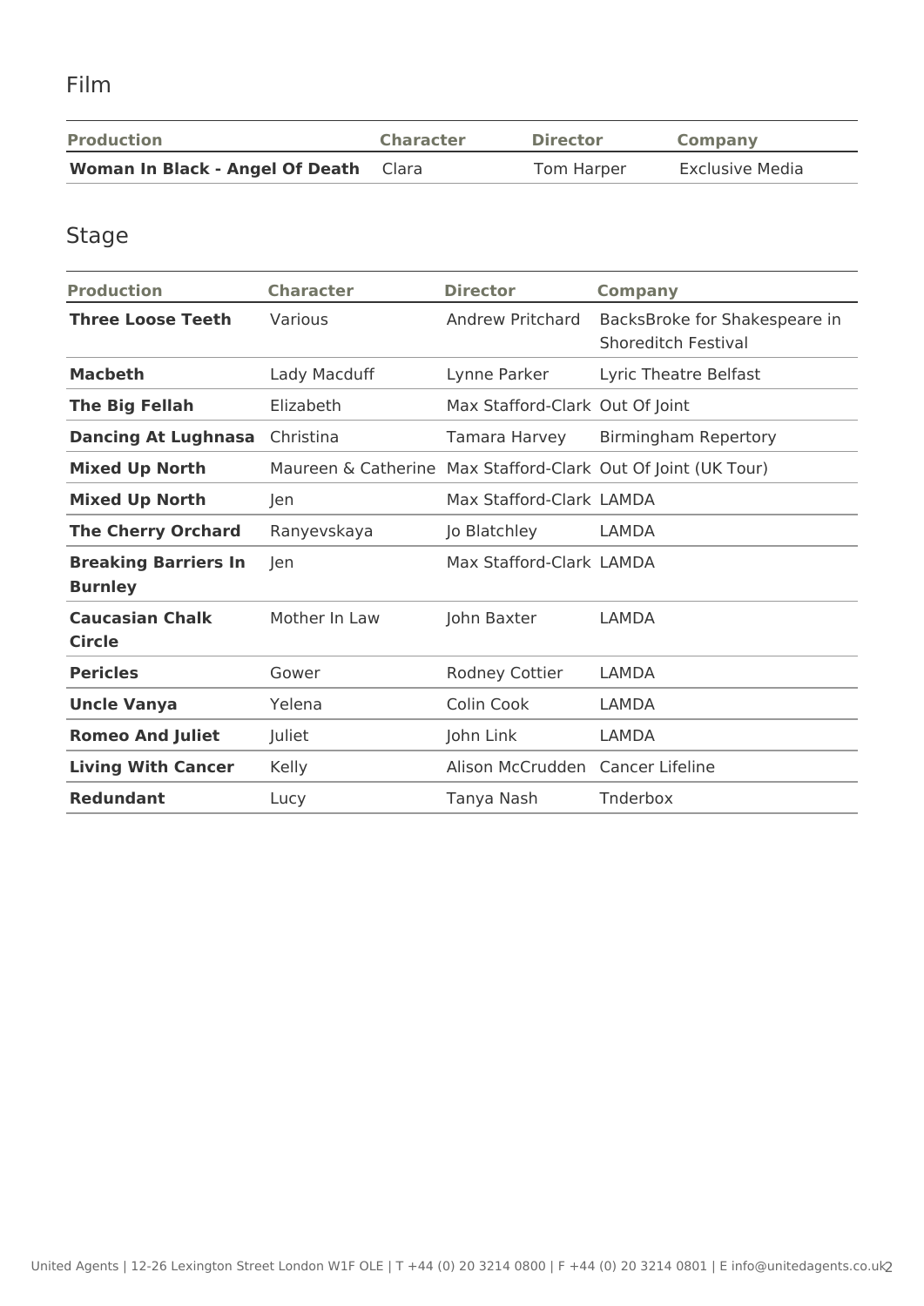## Film

| Production | Character | Director | Company |
| --- | --- | --- | --- |
| **Woman In Black - Angel Of Death** | Clara | Tom Harper | Exclusive Media |

## Stage

| Production | Character | Director | Company |
| --- | --- | --- | --- |
| **Three Loose Teeth** | Various | Andrew Pritchard | BacksBroke for Shakespeare in Shoreditch Festival |
| **Macbeth** | Lady Macduff | Lynne Parker | Lyric Theatre Belfast |
| **The Big Fellah** | Elizabeth | Max Stafford-Clark | Out Of Joint |
| **Dancing At Lughnasa** | Christina | Tamara Harvey | Birmingham Repertory |
| **Mixed Up North** | Maureen & Catherine | Max Stafford-Clark | Out Of Joint (UK Tour) |
| **Mixed Up North** | Jen | Max Stafford-Clark | LAMDA |
| **The Cherry Orchard** | Ranyevskaya | Jo Blatchley | LAMDA |
| **Breaking Barriers In Burnley** | Jen | Max Stafford-Clark | LAMDA |
| **Caucasian Chalk Circle** | Mother In Law | John Baxter | LAMDA |
| **Pericles** | Gower | Rodney Cottier | LAMDA |
| **Uncle Vanya** | Yelena | Colin Cook | LAMDA |
| **Romeo And Juliet** | Juliet | John Link | LAMDA |
| **Living With Cancer** | Kelly | Alison McCrudden | Cancer Lifeline |
| **Redundant** | Lucy | Tanya Nash | Tnderbox |